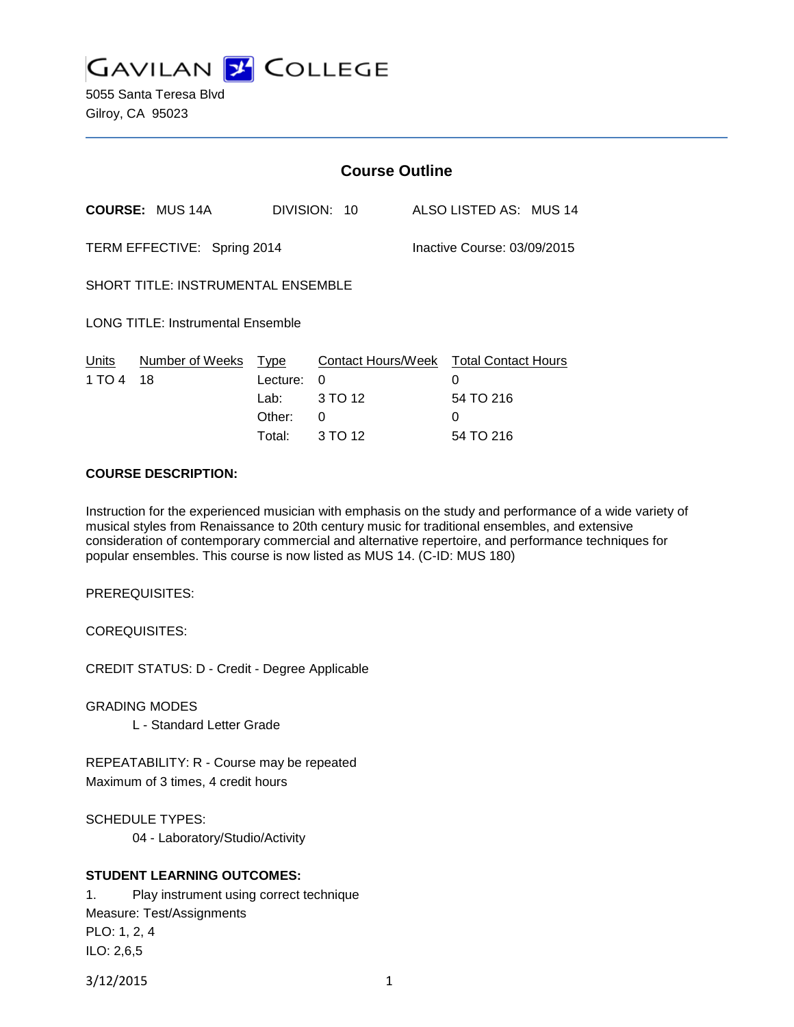# GAVILAN COLLEGE

5055 Santa Teresa Blvd
Gilroy, CA 95023

## Course Outline

**COURSE:** MUS 14A DIVISION: 10 ALSO LISTED AS: MUS 14

TERM EFFECTIVE: Spring 2014 Inactive Course: 03/09/2015

SHORT TITLE: INSTRUMENTAL ENSEMBLE

LONG TITLE: Instrumental Ensemble

| Units | Number of Weeks | Type | Contact Hours/Week | Total Contact Hours |
|---|---|---|---|---|
| 1 TO 4 | 18 | Lecture: | 0 | 0 |
| | | Lab: | 3 TO 12 | 54 TO 216 |
| | | Other: | 0 | 0 |
| | | Total: | 3 TO 12 | 54 TO 216 |

**COURSE DESCRIPTION:**

Instruction for the experienced musician with emphasis on the study and performance of a wide variety of musical styles from Renaissance to 20th century music for traditional ensembles, and extensive consideration of contemporary commercial and alternative repertoire, and performance techniques for popular ensembles. This course is now listed as MUS 14. (C-ID: MUS 180)

PREREQUISITES:

COREQUISITES:

CREDIT STATUS: D - Credit - Degree Applicable

GRADING MODES
    L - Standard Letter Grade

REPEATABILITY: R - Course may be repeated
Maximum of 3 times, 4 credit hours

SCHEDULE TYPES:
    04 - Laboratory/Studio/Activity

**STUDENT LEARNING OUTCOMES:**

1. Play instrument using correct technique
Measure: Test/Assignments
PLO: 1, 2, 4
ILO: 2,6,5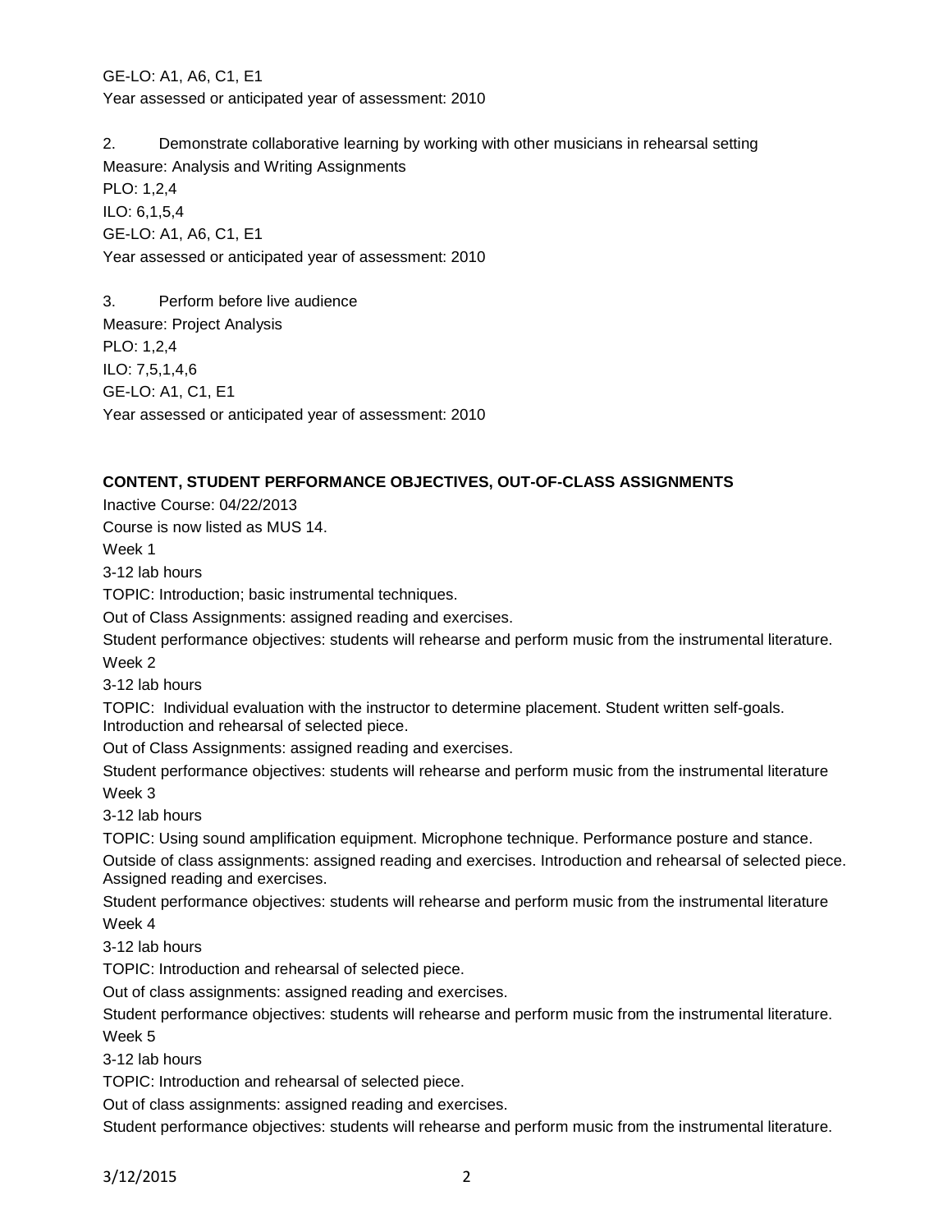GE-LO: A1, A6, C1, E1
Year assessed or anticipated year of assessment: 2010

2. Demonstrate collaborative learning by working with other musicians in rehearsal setting
Measure: Analysis and Writing Assignments
PLO: 1,2,4
ILO: 6,1,5,4
GE-LO: A1, A6, C1, E1
Year assessed or anticipated year of assessment: 2010

3. Perform before live audience
Measure: Project Analysis
PLO: 1,2,4
ILO: 7,5,1,4,6
GE-LO: A1, C1, E1
Year assessed or anticipated year of assessment: 2010

**CONTENT, STUDENT PERFORMANCE OBJECTIVES, OUT-OF-CLASS ASSIGNMENTS**

Inactive Course: 04/22/2013
Course is now listed as MUS 14.

Week 1
3-12 lab hours
TOPIC: Introduction; basic instrumental techniques.
Out of Class Assignments: assigned reading and exercises.
Student performance objectives: students will rehearse and perform music from the instrumental literature.

Week 2
3-12 lab hours
TOPIC: Individual evaluation with the instructor to determine placement. Student written self-goals. Introduction and rehearsal of selected piece.
Out of Class Assignments: assigned reading and exercises.
Student performance objectives: students will rehearse and perform music from the instrumental literature

Week 3
3-12 lab hours
TOPIC: Using sound amplification equipment. Microphone technique. Performance posture and stance.
Outside of class assignments: assigned reading and exercises. Introduction and rehearsal of selected piece. Assigned reading and exercises.
Student performance objectives: students will rehearse and perform music from the instrumental literature

Week 4
3-12 lab hours
TOPIC: Introduction and rehearsal of selected piece.
Out of class assignments: assigned reading and exercises.
Student performance objectives: students will rehearse and perform music from the instrumental literature.

Week 5
3-12 lab hours
TOPIC: Introduction and rehearsal of selected piece.
Out of class assignments: assigned reading and exercises.
Student performance objectives: students will rehearse and perform music from the instrumental literature.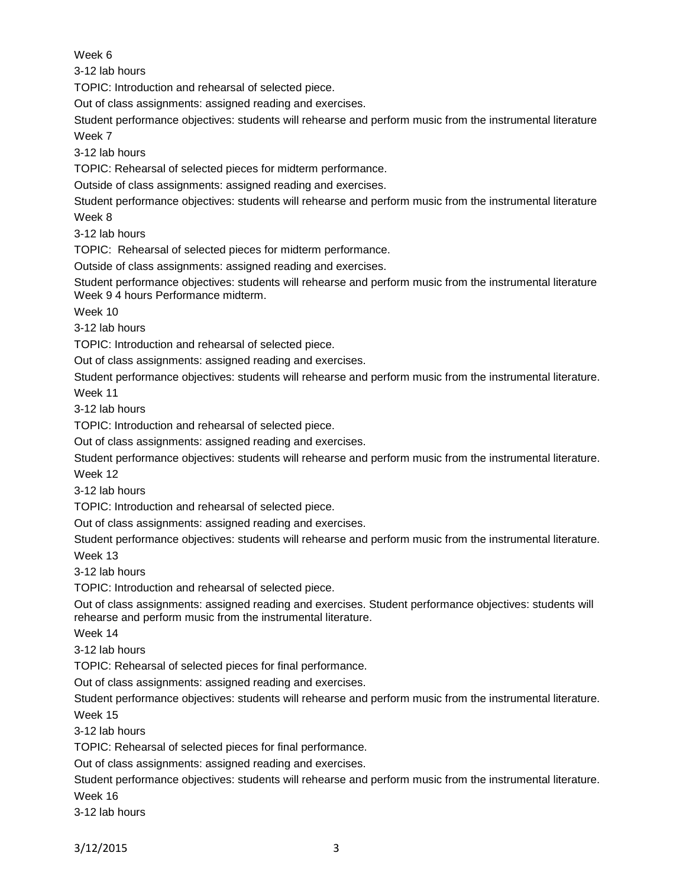Week 6

3-12 lab hours

TOPIC: Introduction and rehearsal of selected piece.

Out of class assignments: assigned reading and exercises.

Student performance objectives: students will rehearse and perform music from the instrumental literature

Week 7

3-12 lab hours

TOPIC: Rehearsal of selected pieces for midterm performance.

Outside of class assignments: assigned reading and exercises.

Student performance objectives: students will rehearse and perform music from the instrumental literature

Week 8

3-12 lab hours

TOPIC: Rehearsal of selected pieces for midterm performance.

Outside of class assignments: assigned reading and exercises.

Student performance objectives: students will rehearse and perform music from the instrumental literature

Week 9 4 hours Performance midterm.

Week 10

3-12 lab hours

TOPIC: Introduction and rehearsal of selected piece.

Out of class assignments: assigned reading and exercises.

Student performance objectives: students will rehearse and perform music from the instrumental literature.

Week 11

3-12 lab hours

TOPIC: Introduction and rehearsal of selected piece.

Out of class assignments: assigned reading and exercises.

Student performance objectives: students will rehearse and perform music from the instrumental literature.

Week 12

3-12 lab hours

TOPIC: Introduction and rehearsal of selected piece.

Out of class assignments: assigned reading and exercises.

Student performance objectives: students will rehearse and perform music from the instrumental literature.

Week 13

3-12 lab hours

TOPIC: Introduction and rehearsal of selected piece.

Out of class assignments: assigned reading and exercises. Student performance objectives: students will rehearse and perform music from the instrumental literature.

Week 14

3-12 lab hours

TOPIC: Rehearsal of selected pieces for final performance.

Out of class assignments: assigned reading and exercises.

Student performance objectives: students will rehearse and perform music from the instrumental literature.

Week 15

3-12 lab hours

TOPIC: Rehearsal of selected pieces for final performance.

Out of class assignments: assigned reading and exercises.

Student performance objectives: students will rehearse and perform music from the instrumental literature.

Week 16

3-12 lab hours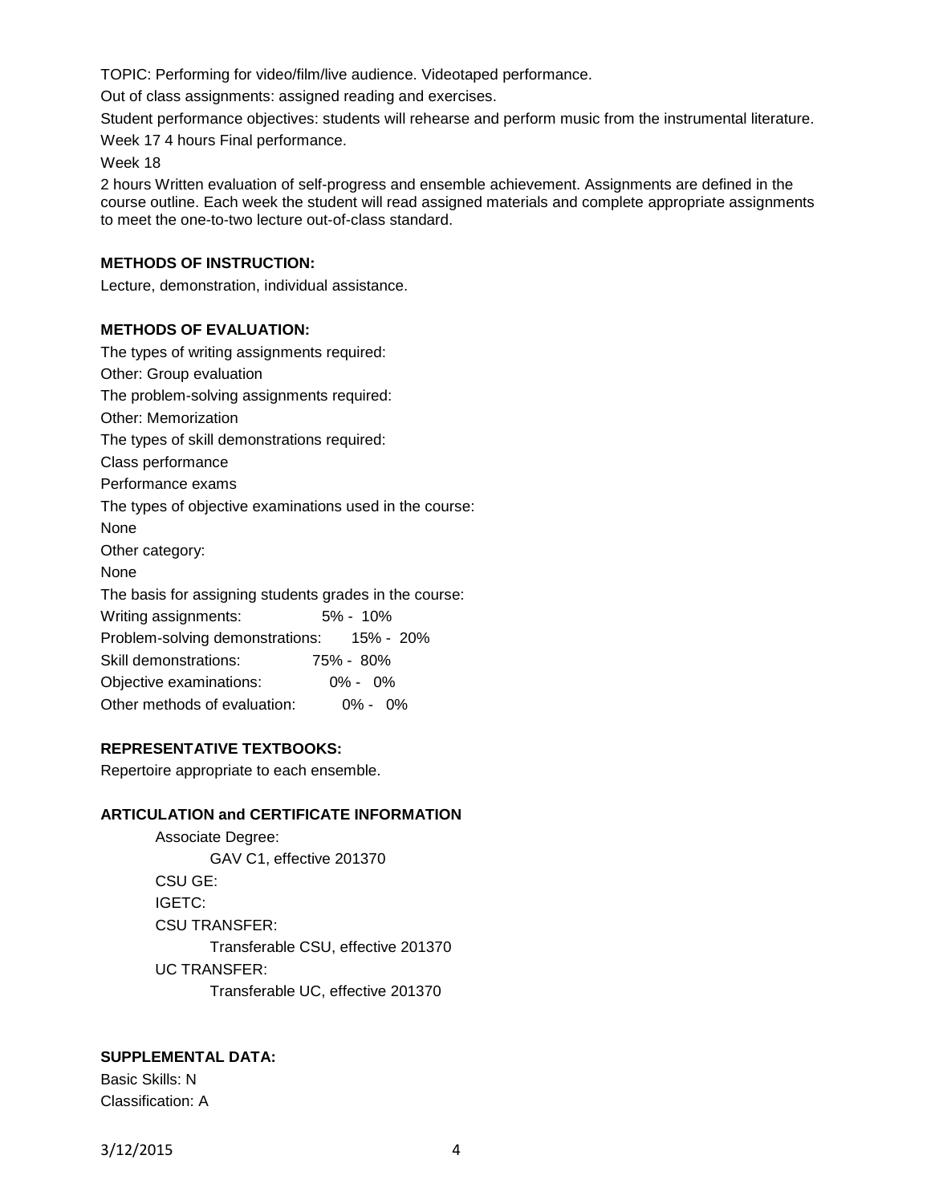TOPIC: Performing for video/film/live audience. Videotaped performance.

Out of class assignments: assigned reading and exercises.

Student performance objectives: students will rehearse and perform music from the instrumental literature.

Week 17 4 hours Final performance.

Week 18

2 hours Written evaluation of self-progress and ensemble achievement. Assignments are defined in the course outline. Each week the student will read assigned materials and complete appropriate assignments to meet the one-to-two lecture out-of-class standard.

**METHODS OF INSTRUCTION:**

Lecture, demonstration, individual assistance.

**METHODS OF EVALUATION:**

The types of writing assignments required:

Other: Group evaluation

The problem-solving assignments required:

Other: Memorization

The types of skill demonstrations required:

Class performance

Performance exams

The types of objective examinations used in the course:

None

Other category:

None

The basis for assigning students grades in the course:

| | |
|---|---|
| Writing assignments: | 5% - 10% |
| Problem-solving demonstrations: | 15% - 20% |
| Skill demonstrations: | 75% - 80% |
| Objective examinations: | 0% - 0% |
| Other methods of evaluation: | 0% - 0% |

**REPRESENTATIVE TEXTBOOKS:**

Repertoire appropriate to each ensemble.

**ARTICULATION and CERTIFICATE INFORMATION**

Associate Degree:
    GAV C1, effective 201370
CSU GE:
IGETC:
CSU TRANSFER:
    Transferable CSU, effective 201370
UC TRANSFER:
    Transferable UC, effective 201370

**SUPPLEMENTAL DATA:**

Basic Skills: N

Classification: A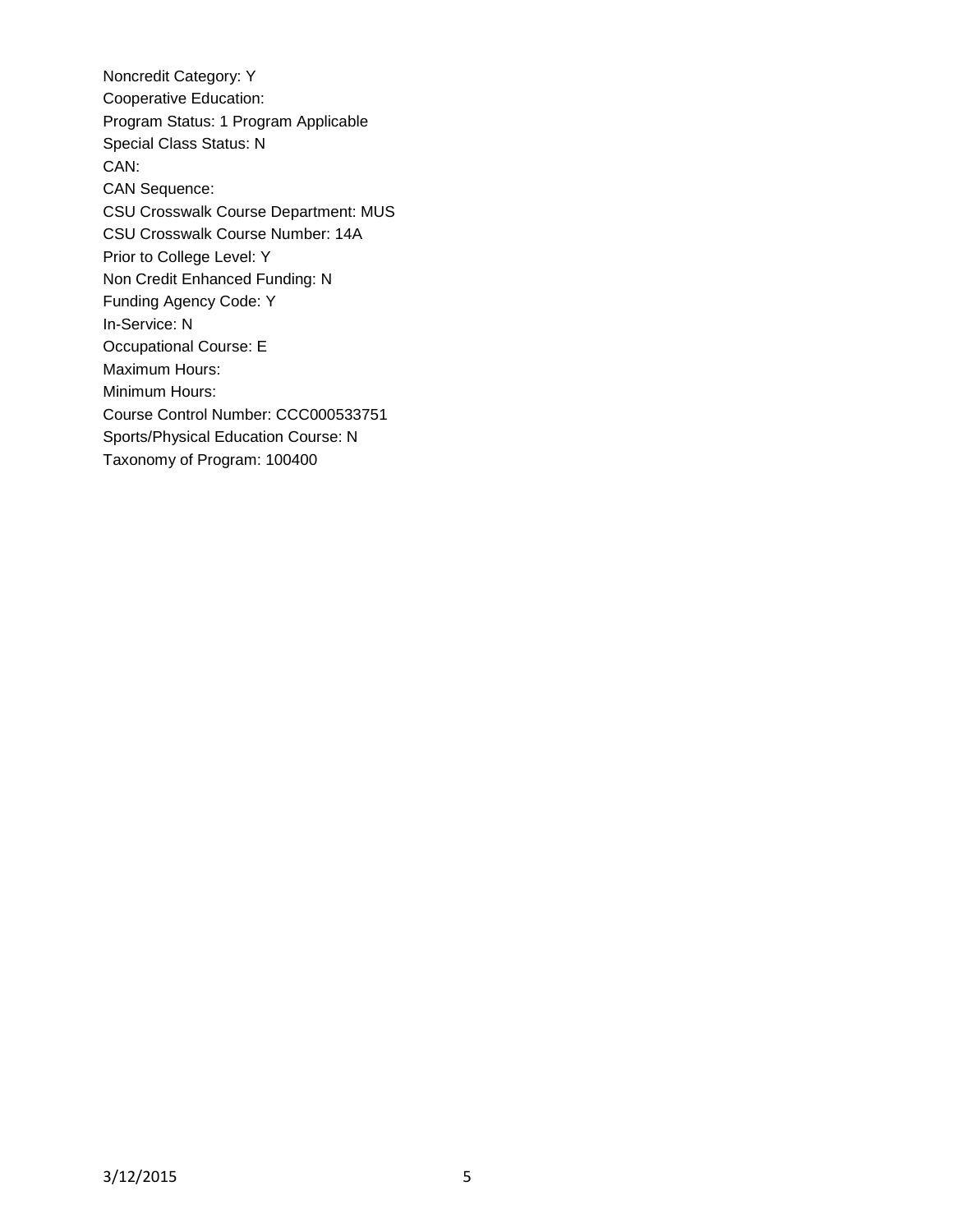Noncredit Category: Y
Cooperative Education:
Program Status: 1 Program Applicable
Special Class Status: N
CAN:
CAN Sequence:
CSU Crosswalk Course Department: MUS
CSU Crosswalk Course Number: 14A
Prior to College Level: Y
Non Credit Enhanced Funding: N
Funding Agency Code: Y
In-Service: N
Occupational Course: E
Maximum Hours:
Minimum Hours:
Course Control Number: CCC000533751
Sports/Physical Education Course: N
Taxonomy of Program: 100400